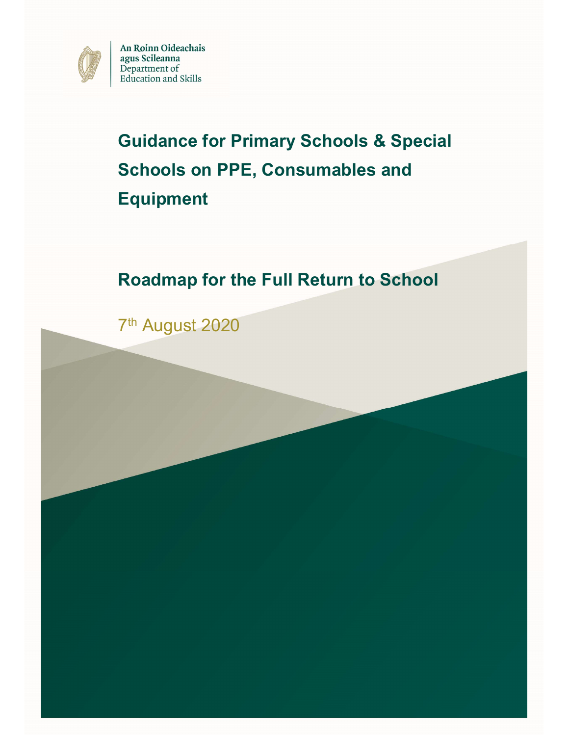An Roinn Oideachais agus Scileanna
Department of Education and Skills

# Guidance for Primary Schools & Special Schools on PPE, Consumables and Equipment

## Roadmap for the Full Return to School

7th August 2020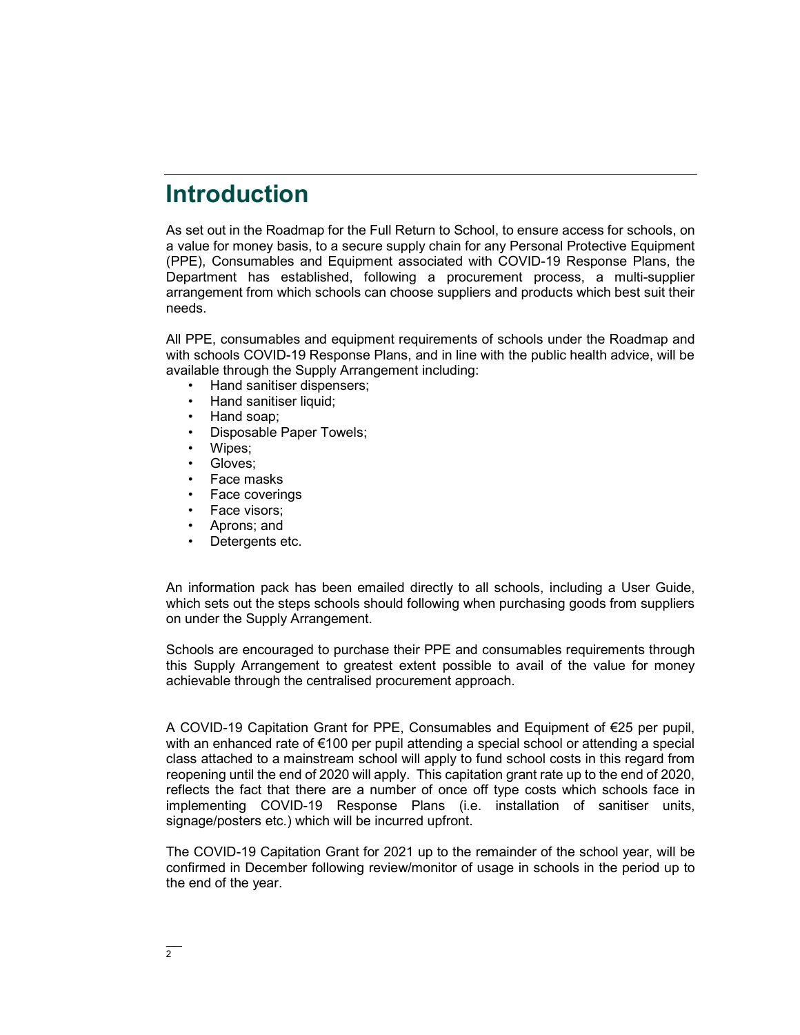# Introduction

As set out in the Roadmap for the Full Return to School, to ensure access for schools, on a value for money basis, to a secure supply chain for any Personal Protective Equipment (PPE), Consumables and Equipment associated with COVID-19 Response Plans, the Department has established, following a procurement process, a multi-supplier arrangement from which schools can choose suppliers and products which best suit their needs.

All PPE, consumables and equipment requirements of schools under the Roadmap and with schools COVID-19 Response Plans, and in line with the public health advice, will be available through the Supply Arrangement including:

- Hand sanitiser dispensers;
- Hand sanitiser liquid;
- Hand soap;
- Disposable Paper Towels;
- Wipes;
- Gloves;
- Face masks
- Face coverings
- Face visors;
- Aprons; and
- Detergents etc.

An information pack has been emailed directly to all schools, including a User Guide, which sets out the steps schools should following when purchasing goods from suppliers on under the Supply Arrangement.

Schools are encouraged to purchase their PPE and consumables requirements through this Supply Arrangement to greatest extent possible to avail of the value for money achievable through the centralised procurement approach.

A COVID-19 Capitation Grant for PPE, Consumables and Equipment of €25 per pupil, with an enhanced rate of €100 per pupil attending a special school or attending a special class attached to a mainstream school will apply to fund school costs in this regard from reopening until the end of 2020 will apply. This capitation grant rate up to the end of 2020, reflects the fact that there are a number of once off type costs which schools face in implementing COVID-19 Response Plans (i.e. installation of sanitiser units, signage/posters etc.) which will be incurred upfront.

The COVID-19 Capitation Grant for 2021 up to the remainder of the school year, will be confirmed in December following review/monitor of usage in schools in the period up to the end of the year.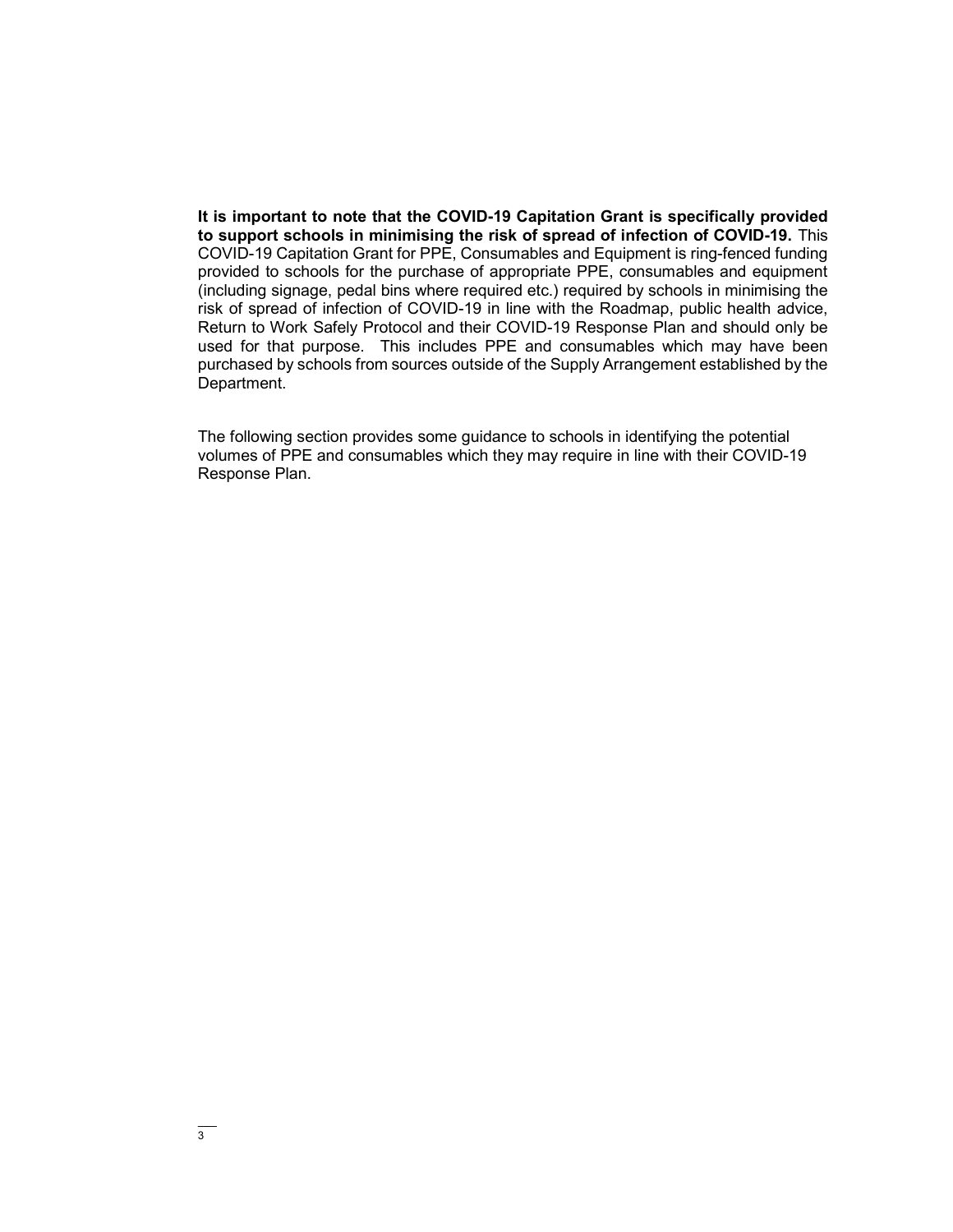**It is important to note that the COVID-19 Capitation Grant is specifically provided to support schools in minimising the risk of spread of infection of COVID-19.** This COVID-19 Capitation Grant for PPE, Consumables and Equipment is ring-fenced funding provided to schools for the purchase of appropriate PPE, consumables and equipment (including signage, pedal bins where required etc.) required by schools in minimising the risk of spread of infection of COVID-19 in line with the Roadmap, public health advice, Return to Work Safely Protocol and their COVID-19 Response Plan and should only be used for that purpose. This includes PPE and consumables which may have been purchased by schools from sources outside of the Supply Arrangement established by the Department.

The following section provides some guidance to schools in identifying the potential volumes of PPE and consumables which they may require in line with their COVID-19 Response Plan.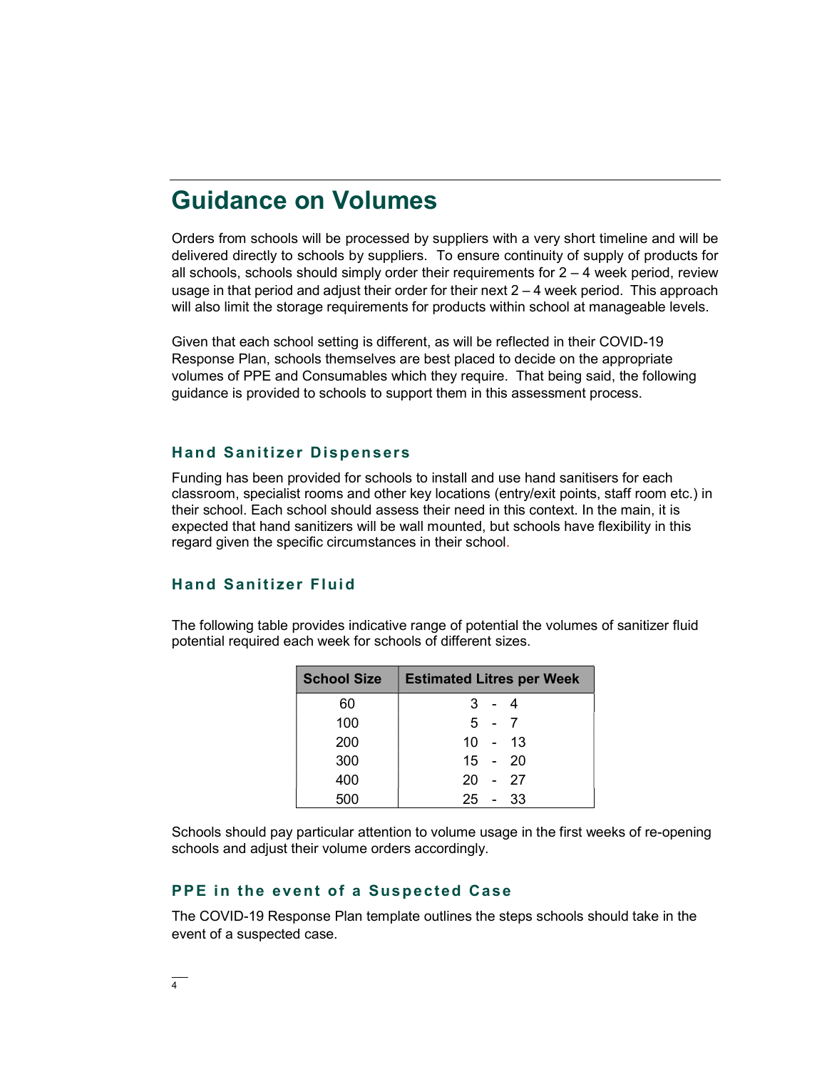# Guidance on Volumes

Orders from schools will be processed by suppliers with a very short timeline and will be delivered directly to schools by suppliers. To ensure continuity of supply of products for all schools, schools should simply order their requirements for 2 – 4 week period, review usage in that period and adjust their order for their next 2 – 4 week period. This approach will also limit the storage requirements for products within school at manageable levels.

Given that each school setting is different, as will be reflected in their COVID-19 Response Plan, schools themselves are best placed to decide on the appropriate volumes of PPE and Consumables which they require. That being said, the following guidance is provided to schools to support them in this assessment process.

### Hand Sanitizer Dispensers

Funding has been provided for schools to install and use hand sanitisers for each classroom, specialist rooms and other key locations (entry/exit points, staff room etc.) in their school. Each school should assess their need in this context. In the main, it is expected that hand sanitizers will be wall mounted, but schools have flexibility in this regard given the specific circumstances in their school.

### Hand Sanitizer Fluid

The following table provides indicative range of potential the volumes of sanitizer fluid potential required each week for schools of different sizes.

| School Size | Estimated Litres per Week |
|---|---|
| 60 | 3 - 4 |
| 100 | 5 - 7 |
| 200 | 10 - 13 |
| 300 | 15 - 20 |
| 400 | 20 - 27 |
| 500 | 25 - 33 |

Schools should pay particular attention to volume usage in the first weeks of re-opening schools and adjust their volume orders accordingly.

### PPE in the event of a Suspected Case

The COVID-19 Response Plan template outlines the steps schools should take in the event of a suspected case.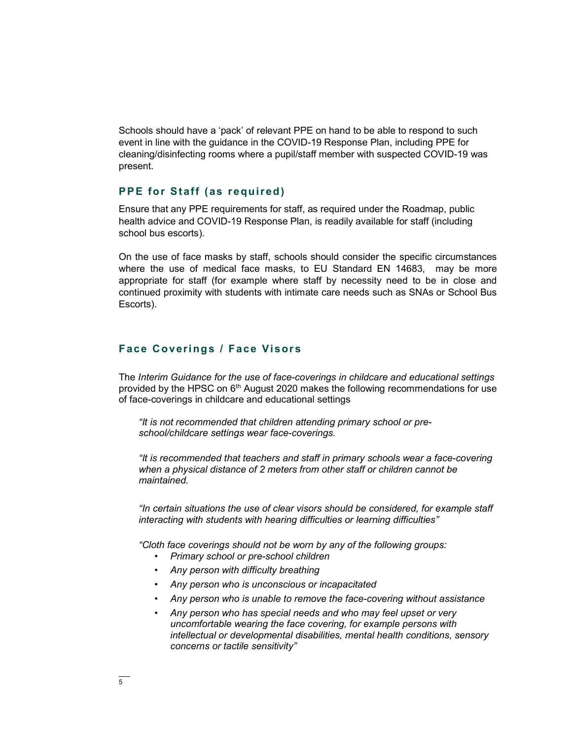Schools should have a 'pack' of relevant PPE on hand to be able to respond to such event in line with the guidance in the COVID-19 Response Plan, including PPE for cleaning/disinfecting rooms where a pupil/staff member with suspected COVID-19 was present.

## PPE for Staff (as required)

Ensure that any PPE requirements for staff, as required under the Roadmap, public health advice and COVID-19 Response Plan, is readily available for staff (including school bus escorts).

On the use of face masks by staff, schools should consider the specific circumstances where the use of medical face masks, to EU Standard EN 14683, may be more appropriate for staff (for example where staff by necessity need to be in close and continued proximity with students with intimate care needs such as SNAs or School Bus Escorts).

## Face Coverings / Face Visors

The *Interim Guidance for the use of face-coverings in childcare and educational settings* provided by the HPSC on 6th August 2020 makes the following recommendations for use of face-coverings in childcare and educational settings

> *"It is not recommended that children attending primary school or pre-school/childcare settings wear face-coverings.*
>
> *"It is recommended that teachers and staff in primary schools wear a face-covering when a physical distance of 2 meters from other staff or children cannot be maintained.*
>
> *"In certain situations the use of clear visors should be considered, for example staff interacting with students with hearing difficulties or learning difficulties"*
>
> *"Cloth face coverings should not be worn by any of the following groups:*
>
> - *Primary school or pre-school children*
> - *Any person with difficulty breathing*
> - *Any person who is unconscious or incapacitated*
> - *Any person who is unable to remove the face-covering without assistance*
> - *Any person who has special needs and who may feel upset or very uncomfortable wearing the face covering, for example persons with intellectual or developmental disabilities, mental health conditions, sensory concerns or tactile sensitivity"*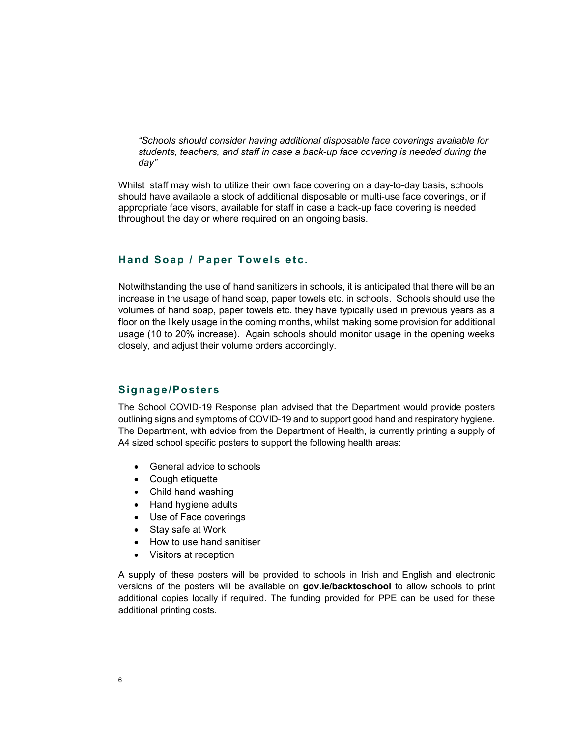*"Schools should consider having additional disposable face coverings available for students, teachers, and staff in case a back-up face covering is needed during the day"*

Whilst staff may wish to utilize their own face covering on a day-to-day basis, schools should have available a stock of additional disposable or multi-use face coverings, or if appropriate face visors, available for staff in case a back-up face covering is needed throughout the day or where required on an ongoing basis.

## Hand Soap / Paper Towels etc.

Notwithstanding the use of hand sanitizers in schools, it is anticipated that there will be an increase in the usage of hand soap, paper towels etc. in schools. Schools should use the volumes of hand soap, paper towels etc. they have typically used in previous years as a floor on the likely usage in the coming months, whilst making some provision for additional usage (10 to 20% increase). Again schools should monitor usage in the opening weeks closely, and adjust their volume orders accordingly.

## Signage/Posters

The School COVID-19 Response plan advised that the Department would provide posters outlining signs and symptoms of COVID-19 and to support good hand and respiratory hygiene. The Department, with advice from the Department of Health, is currently printing a supply of A4 sized school specific posters to support the following health areas:

- General advice to schools
- Cough etiquette
- Child hand washing
- Hand hygiene adults
- Use of Face coverings
- Stay safe at Work
- How to use hand sanitiser
- Visitors at reception

A supply of these posters will be provided to schools in Irish and English and electronic versions of the posters will be available on **gov.ie/backtoschool** to allow schools to print additional copies locally if required. The funding provided for PPE can be used for these additional printing costs.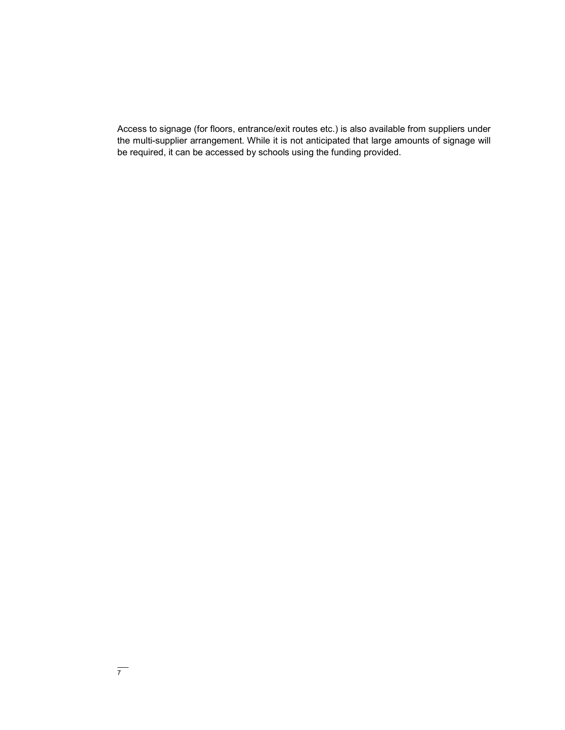Access to signage (for floors, entrance/exit routes etc.) is also available from suppliers under the multi-supplier arrangement. While it is not anticipated that large amounts of signage will be required, it can be accessed by schools using the funding provided.